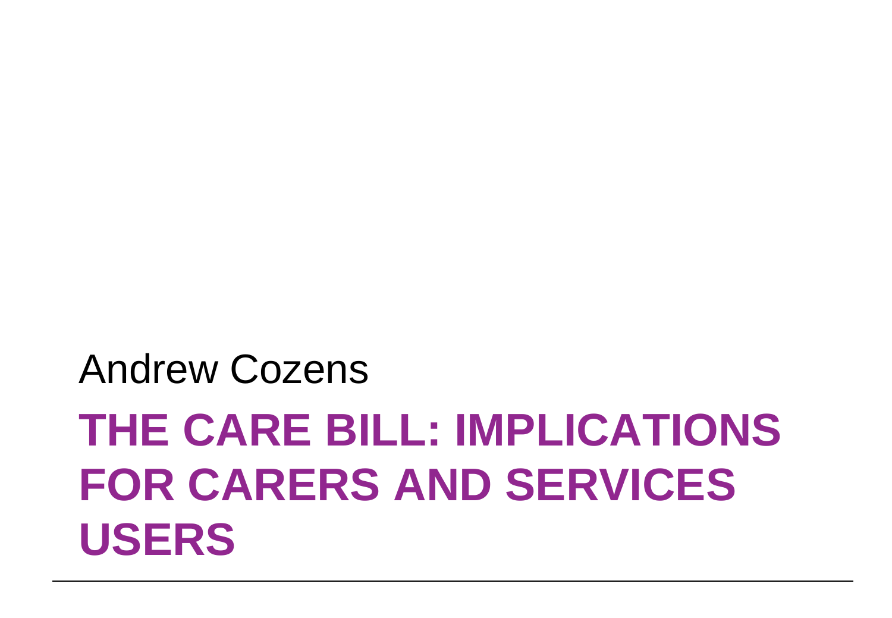Andrew Cozens

# THE CARE BILL: IMPLICATIONS FOR CARERS AND SERVICES USERS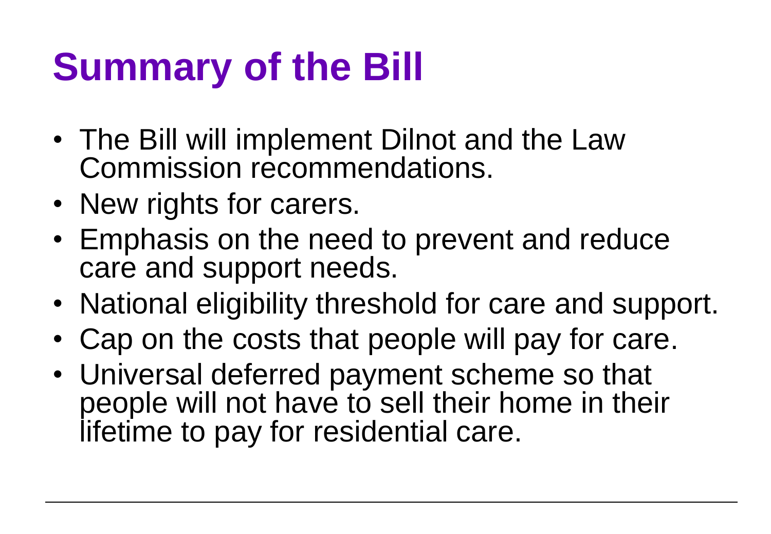# Summary of the Bill

- The Bill will implement Dilnot and the Law Commission recommendations.
- New rights for carers.
- Emphasis on the need to prevent and reduce care and support needs.
- National eligibility threshold for care and support.
- Cap on the costs that people will pay for care.
- Universal deferred payment scheme so that people will not have to sell their home in their lifetime to pay for residential care.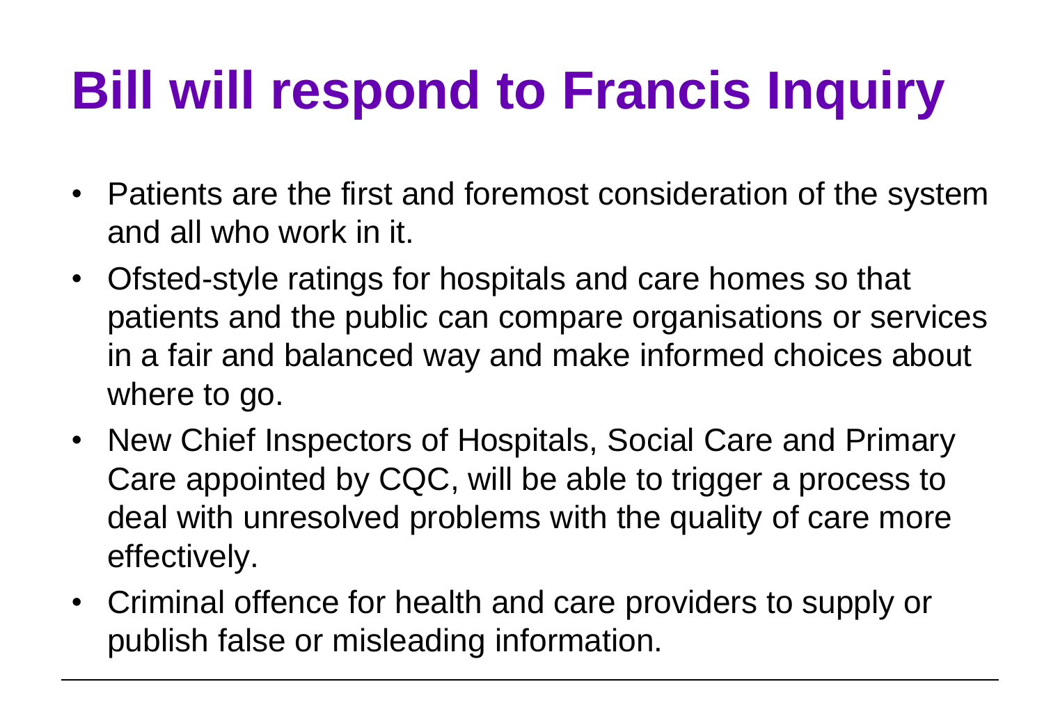# Bill will respond to Francis Inquiry

- Patients are the first and foremost consideration of the system and all who work in it.
- Ofsted-style ratings for hospitals and care homes so that patients and the public can compare organisations or services in a fair and balanced way and make informed choices about where to go.
- New Chief Inspectors of Hospitals, Social Care and Primary Care appointed by CQC, will be able to trigger a process to deal with unresolved problems with the quality of care more effectively.
- Criminal offence for health and care providers to supply or publish false or misleading information.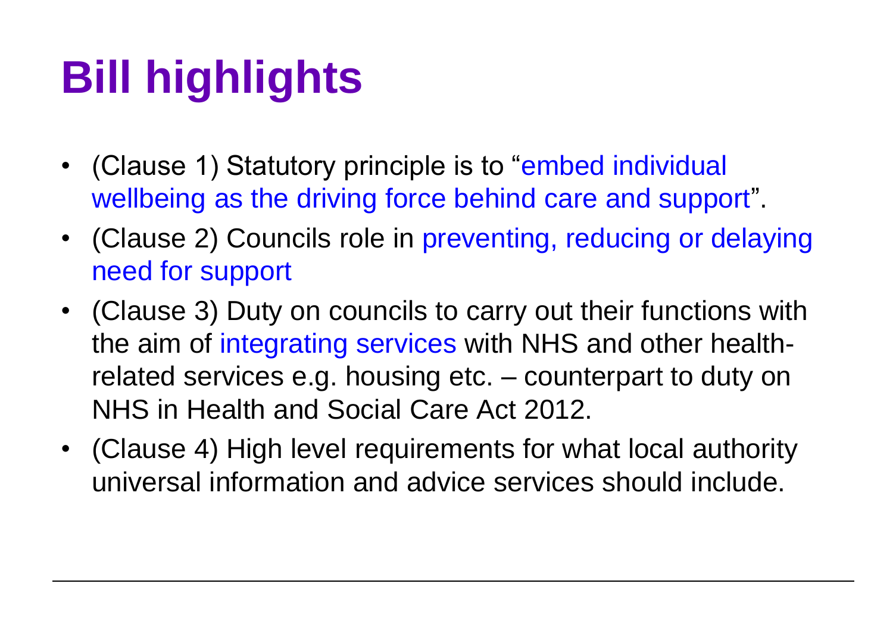# Bill highlights

- (Clause 1) Statutory principle is to "embed individual wellbeing as the driving force behind care and support".
- (Clause 2) Councils role in preventing, reducing or delaying need for support
- (Clause 3) Duty on councils to carry out their functions with the aim of integrating services with NHS and other health-related services e.g. housing etc. – counterpart to duty on NHS in Health and Social Care Act 2012.
- (Clause 4) High level requirements for what local authority universal information and advice services should include.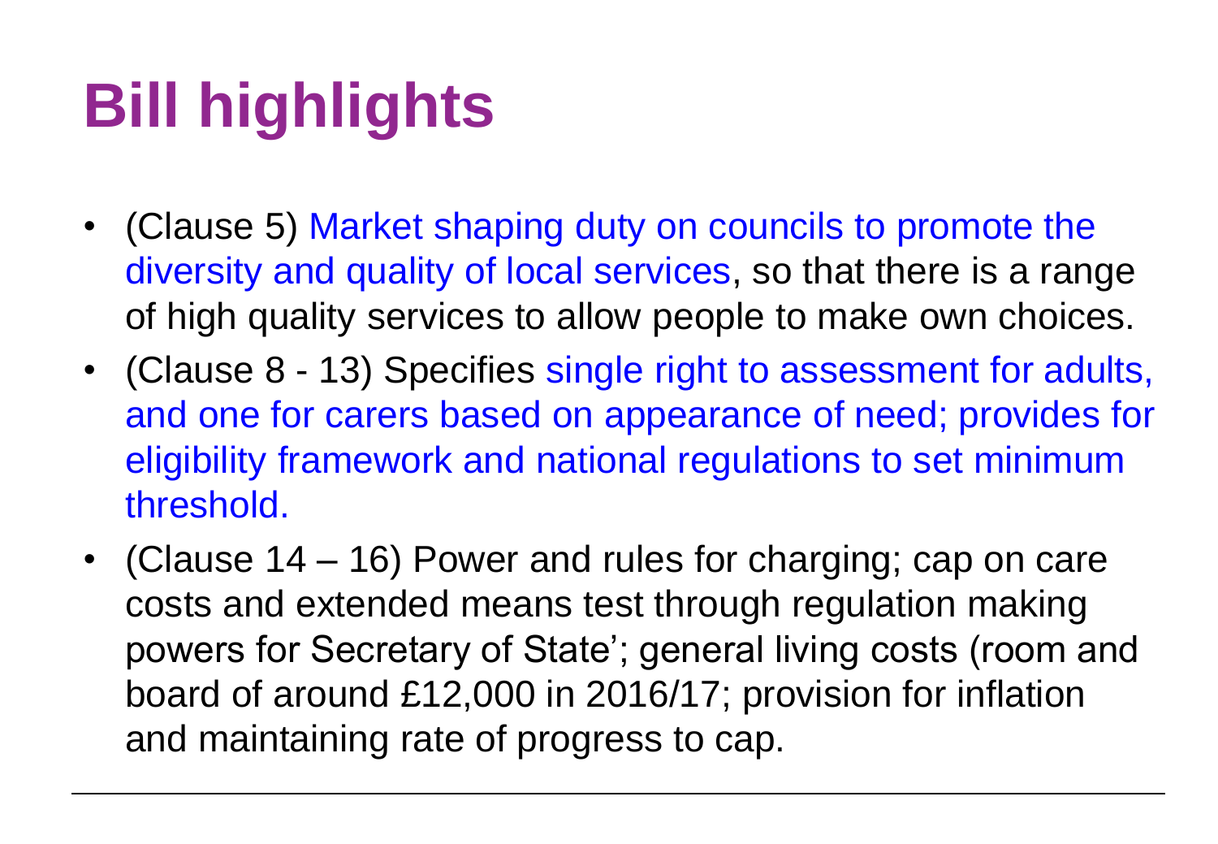# Bill highlights

- (Clause 5) Market shaping duty on councils to promote the diversity and quality of local services, so that there is a range of high quality services to allow people to make own choices.
- (Clause 8 - 13) Specifies single right to assessment for adults, and one for carers based on appearance of need; provides for eligibility framework and national regulations to set minimum threshold.
- (Clause 14 – 16) Power and rules for charging; cap on care costs and extended means test through regulation making powers for Secretary of State'; general living costs (room and board of around £12,000 in 2016/17; provision for inflation and maintaining rate of progress to cap.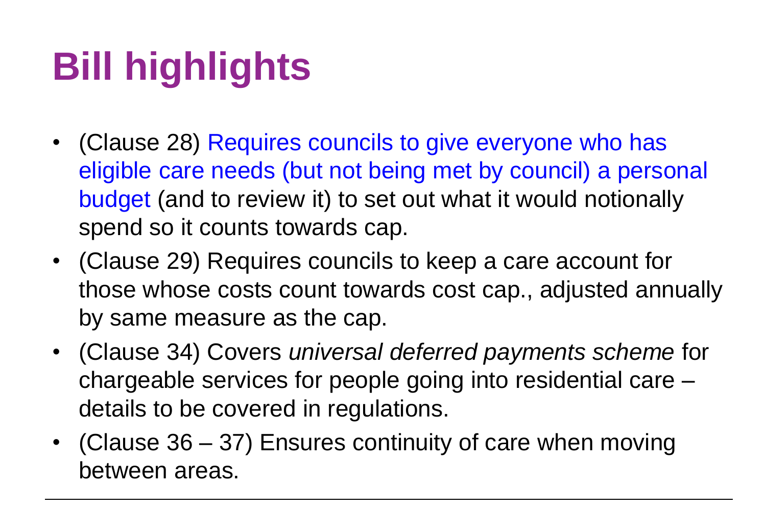# Bill highlights

- (Clause 28) Requires councils to give everyone who has eligible care needs (but not being met by council) a personal budget (and to review it) to set out what it would notionally spend so it counts towards cap.
- (Clause 29) Requires councils to keep a care account for those whose costs count towards cost cap., adjusted annually by same measure as the cap.
- (Clause 34) Covers *universal deferred payments scheme* for chargeable services for people going into residential care – details to be covered in regulations.
- (Clause 36 – 37) Ensures continuity of care when moving between areas.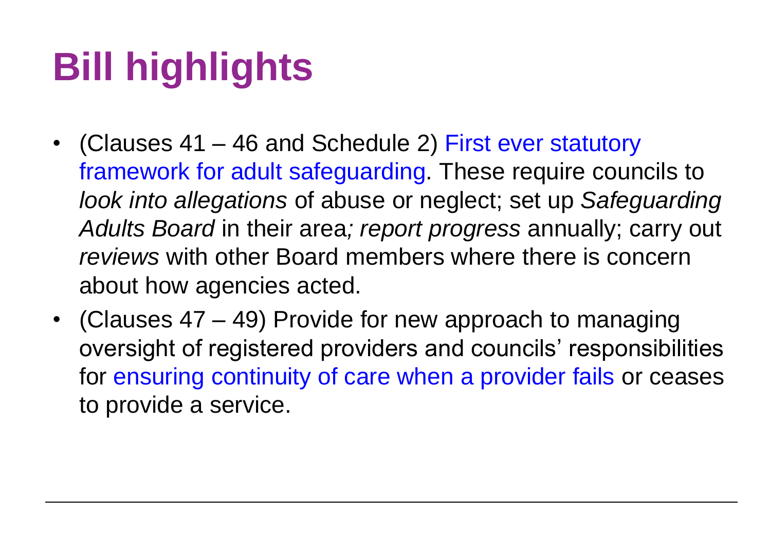# Bill highlights

- (Clauses 41 – 46 and Schedule 2) First ever statutory framework for adult safeguarding. These require councils to *look into allegations* of abuse or neglect; set up *Safeguarding Adults Board* in their area*; report progress* annually; carry out *reviews* with other Board members where there is concern about how agencies acted.
- (Clauses 47 – 49) Provide for new approach to managing oversight of registered providers and councils' responsibilities for ensuring continuity of care when a provider fails or ceases to provide a service.